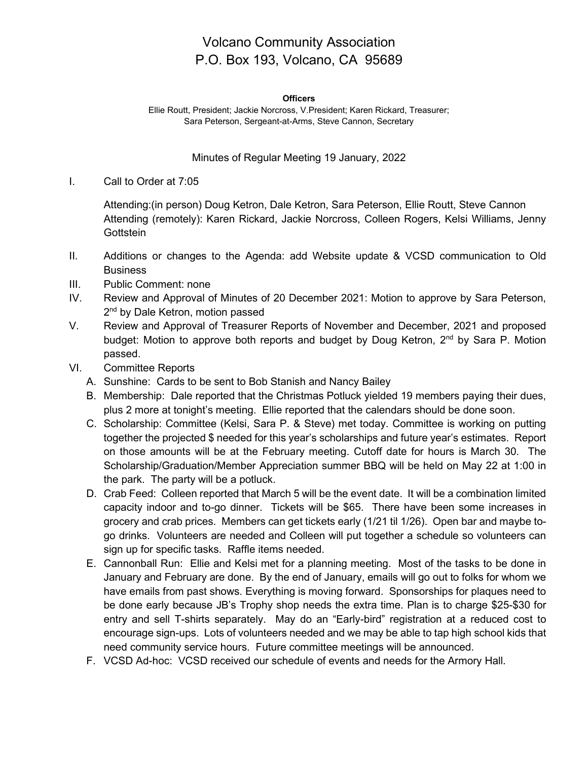# Volcano Community Association
# P.O. Box 193, Volcano, CA 95689

**Officers**

Ellie Routt, President; Jackie Norcross, V.President; Karen Rickard, Treasurer;
Sara Peterson, Sergeant-at-Arms, Steve Cannon, Secretary

Minutes of Regular Meeting 19 January, 2022

I. Call to Order at 7:05

   Attending:(in person) Doug Ketron, Dale Ketron, Sara Peterson, Ellie Routt, Steve Cannon
   Attending (remotely): Karen Rickard, Jackie Norcross, Colleen Rogers, Kelsi Williams, Jenny Gottstein

II. Additions or changes to the Agenda: add Website update & VCSD communication to Old Business

III. Public Comment: none

IV. Review and Approval of Minutes of 20 December 2021: Motion to approve by Sara Peterson, 2nd by Dale Ketron, motion passed

V. Review and Approval of Treasurer Reports of November and December, 2021 and proposed budget: Motion to approve both reports and budget by Doug Ketron, 2nd by Sara P. Motion passed.

VI. Committee Reports

   A. Sunshine: Cards to be sent to Bob Stanish and Nancy Bailey

   B. Membership: Dale reported that the Christmas Potluck yielded 19 members paying their dues, plus 2 more at tonight's meeting. Ellie reported that the calendars should be done soon.

   C. Scholarship: Committee (Kelsi, Sara P. & Steve) met today. Committee is working on putting together the projected $ needed for this year's scholarships and future year's estimates. Report on those amounts will be at the February meeting. Cutoff date for hours is March 30. The Scholarship/Graduation/Member Appreciation summer BBQ will be held on May 22 at 1:00 in the park. The party will be a potluck.

   D. Crab Feed: Colleen reported that March 5 will be the event date. It will be a combination limited capacity indoor and to-go dinner. Tickets will be $65. There have been some increases in grocery and crab prices. Members can get tickets early (1/21 til 1/26). Open bar and maybe to-go drinks. Volunteers are needed and Colleen will put together a schedule so volunteers can sign up for specific tasks. Raffle items needed.

   E. Cannonball Run: Ellie and Kelsi met for a planning meeting. Most of the tasks to be done in January and February are done. By the end of January, emails will go out to folks for whom we have emails from past shows. Everything is moving forward. Sponsorships for plaques need to be done early because JB's Trophy shop needs the extra time. Plan is to charge $25-$30 for entry and sell T-shirts separately. May do an "Early-bird" registration at a reduced cost to encourage sign-ups. Lots of volunteers needed and we may be able to tap high school kids that need community service hours. Future committee meetings will be announced.

   F. VCSD Ad-hoc: VCSD received our schedule of events and needs for the Armory Hall.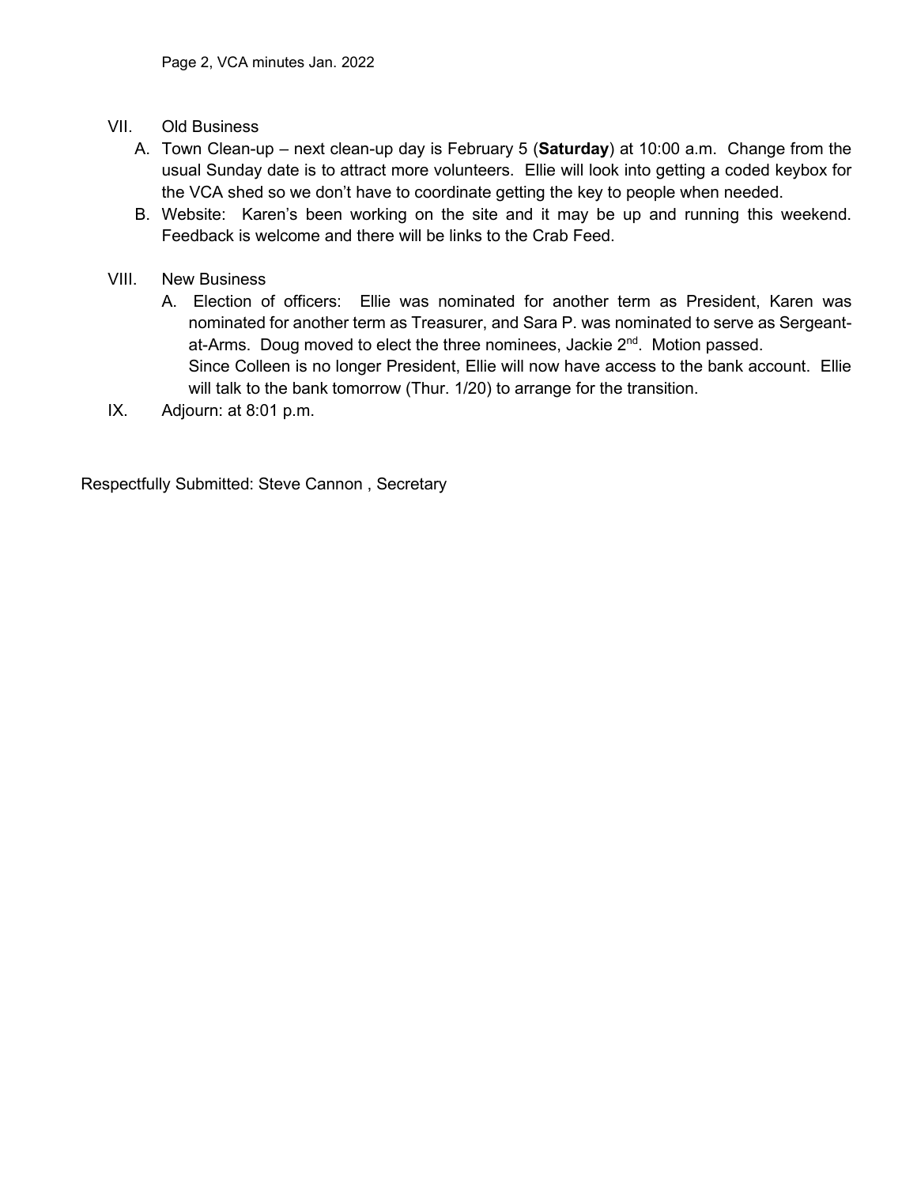VII. Old Business

A. Town Clean-up – next clean-up day is February 5 (**Saturday**) at 10:00 a.m. Change from the usual Sunday date is to attract more volunteers. Ellie will look into getting a coded keybox for the VCA shed so we don't have to coordinate getting the key to people when needed.

B. Website: Karen's been working on the site and it may be up and running this weekend. Feedback is welcome and there will be links to the Crab Feed.

VIII. New Business

A. Election of officers: Ellie was nominated for another term as President, Karen was nominated for another term as Treasurer, and Sara P. was nominated to serve as Sergeant-at-Arms. Doug moved to elect the three nominees, Jackie 2nd. Motion passed.

Since Colleen is no longer President, Ellie will now have access to the bank account. Ellie will talk to the bank tomorrow (Thur. 1/20) to arrange for the transition.

IX. Adjourn: at 8:01 p.m.

Respectfully Submitted: Steve Cannon , Secretary